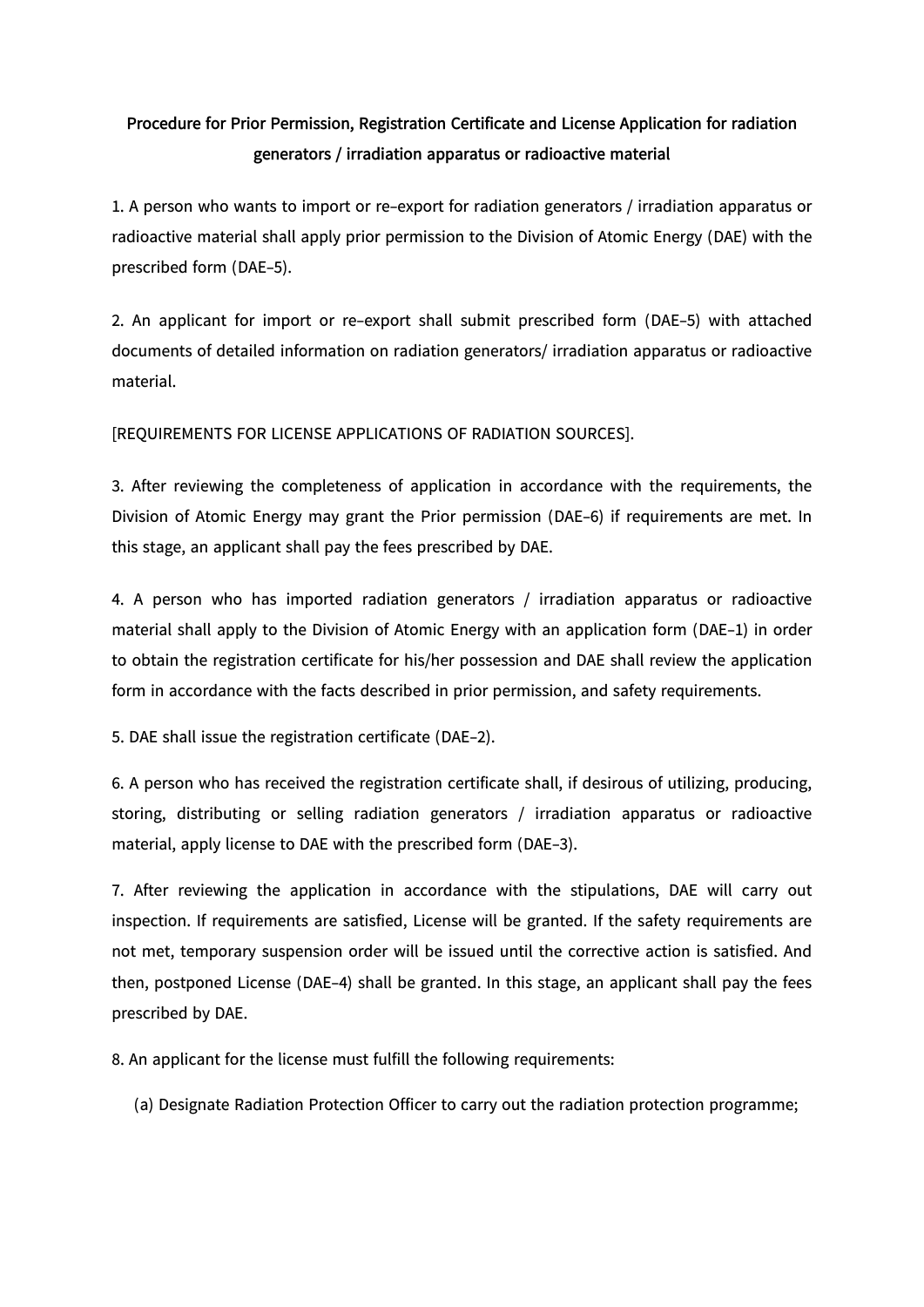# Procedure for Prior Permission, Registration Certificate and License Application for radiation generators / irradiation apparatus or radioactive material

1. A person who wants to import or re-export for radiation generators / irradiation apparatus or radioactive material shall apply prior permission to the Division of Atomic Energy (DAE) with the prescribed form (DAE-5).

2. An applicant for import or re-export shall submit prescribed form (DAE-5) with attached documents of detailed information on radiation generators/ irradiation apparatus or radioactive material.

[REQUIREMENTS FOR LICENSE APPLICATIONS OF RADIATION SOURCES].

3. After reviewing the completeness of application in accordance with the requirements, the Division of Atomic Energy may grant the Prior permission (DAE-6) if requirements are met. In this stage, an applicant shall pay the fees prescribed by DAE.

4. A person who has imported radiation generators / irradiation apparatus or radioactive material shall apply to the Division of Atomic Energy with an application form (DAE-1) in order to obtain the registration certificate for his/her possession and DAE shall review the application form in accordance with the facts described in prior permission, and safety requirements.

5. DAE shall issue the registration certificate (DAE-2).

6. A person who has received the registration certificate shall, if desirous of utilizing, producing, storing, distributing or selling radiation generators / irradiation apparatus or radioactive material, apply license to DAE with the prescribed form (DAE-3).

7. After reviewing the application in accordance with the stipulations, DAE will carry out inspection. If requirements are satisfied, License will be granted. If the safety requirements are not met, temporary suspension order will be issued until the corrective action is satisfied. And then, postponed License (DAE-4) shall be granted. In this stage, an applicant shall pay the fees prescribed by DAE.

8. An applicant for the license must fulfill the following requirements:

   (a) Designate Radiation Protection Officer to carry out the radiation protection programme;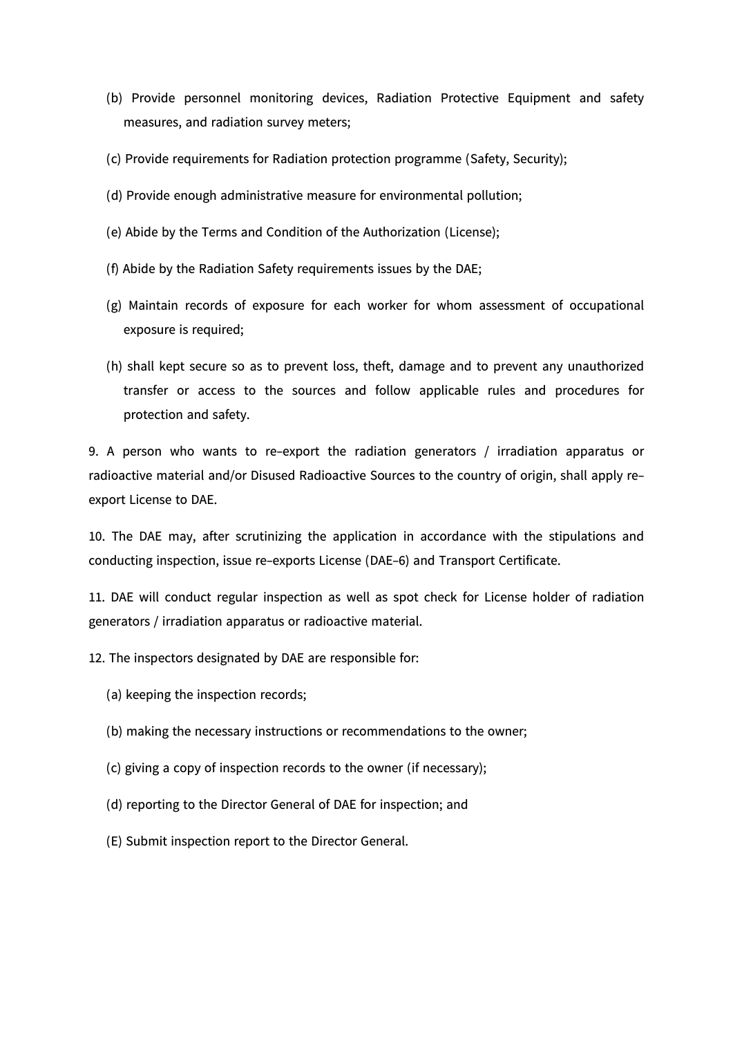(b) Provide personnel monitoring devices, Radiation Protective Equipment and safety measures, and radiation survey meters;

(c) Provide requirements for Radiation protection programme (Safety, Security);

(d) Provide enough administrative measure for environmental pollution;

(e) Abide by the Terms and Condition of the Authorization (License);

(f) Abide by the Radiation Safety requirements issues by the DAE;

(g) Maintain records of exposure for each worker for whom assessment of occupational exposure is required;

(h) shall kept secure so as to prevent loss, theft, damage and to prevent any unauthorized transfer or access to the sources and follow applicable rules and procedures for protection and safety.

9. A person who wants to re-export the radiation generators / irradiation apparatus or radioactive material and/or Disused Radioactive Sources to the country of origin, shall apply re-export License to DAE.

10. The DAE may, after scrutinizing the application in accordance with the stipulations and conducting inspection, issue re-exports License (DAE-6) and Transport Certificate.

11. DAE will conduct regular inspection as well as spot check for License holder of radiation generators / irradiation apparatus or radioactive material.

12. The inspectors designated by DAE are responsible for:

(a) keeping the inspection records;

(b) making the necessary instructions or recommendations to the owner;

(c) giving a copy of inspection records to the owner (if necessary);

(d) reporting to the Director General of DAE for inspection; and

(E) Submit inspection report to the Director General.